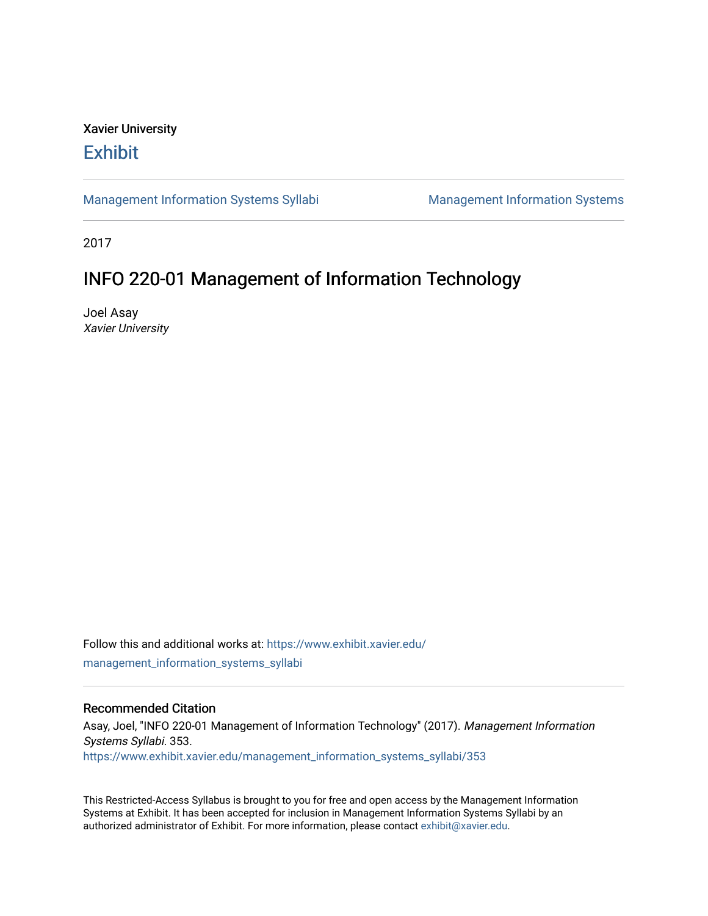Xavier University

# Exhibit

Management Information Systems Syllabi | Management Information Systems

2017

## INFO 220-01 Management of Information Technology

Joel Asay
*Xavier University*

Follow this and additional works at: https://www.exhibit.xavier.edu/management_information_systems_syllabi

### Recommended Citation

Asay, Joel, "INFO 220-01 Management of Information Technology" (2017). *Management Information Systems Syllabi*. 353.
https://www.exhibit.xavier.edu/management_information_systems_syllabi/353

This Restricted-Access Syllabus is brought to you for free and open access by the Management Information Systems at Exhibit. It has been accepted for inclusion in Management Information Systems Syllabi by an authorized administrator of Exhibit. For more information, please contact exhibit@xavier.edu.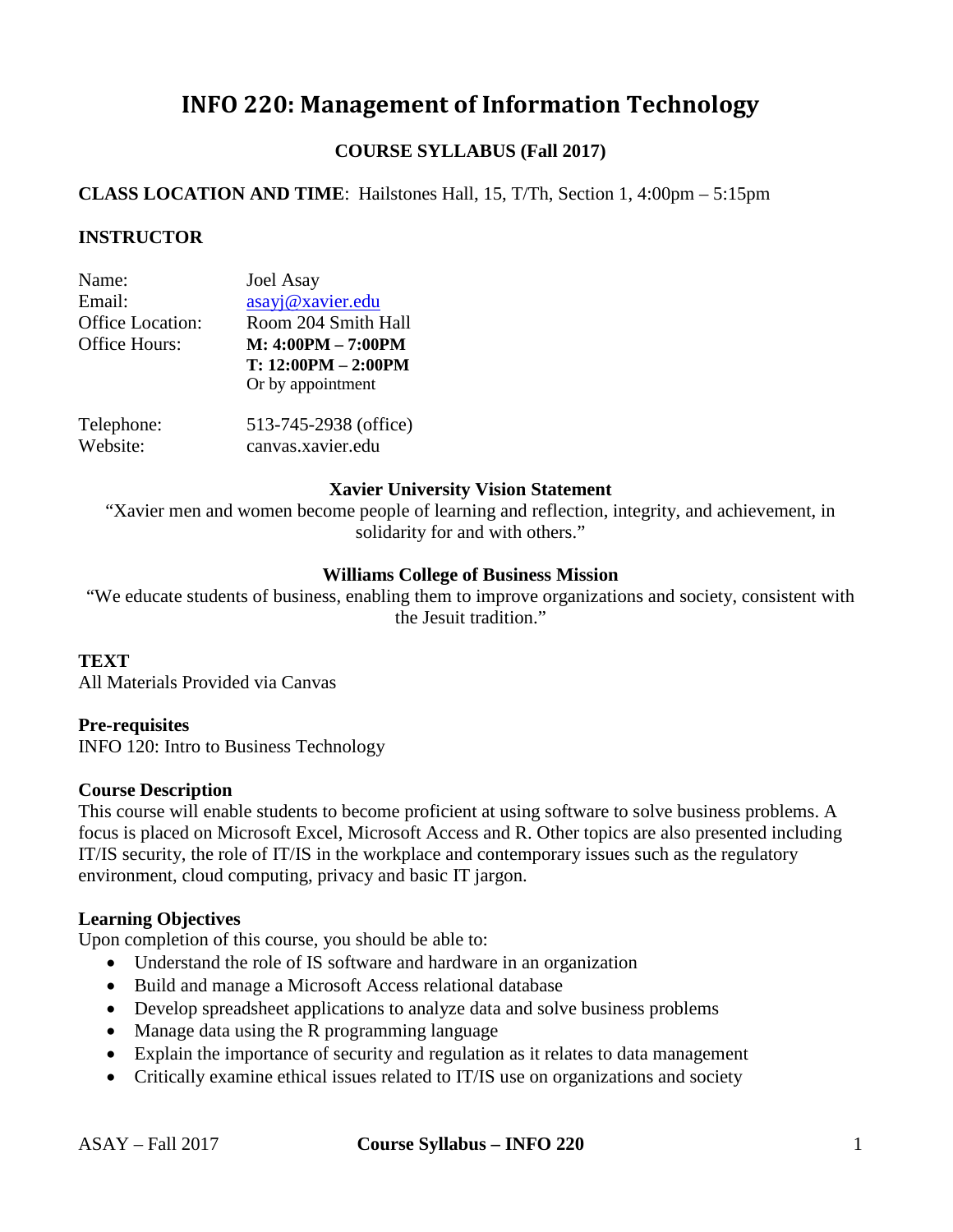# INFO 220: Management of Information Technology

**COURSE SYLLABUS (Fall 2017)**

**CLASS LOCATION AND TIME**: Hailstones Hall, 15, T/Th, Section 1, 4:00pm – 5:15pm

**INSTRUCTOR**

| | |
|---|---|
| Name: | Joel Asay |
| Email: | asayj@xavier.edu |
| Office Location: | Room 204 Smith Hall |
| Office Hours: | **M: 4:00PM – 7:00PM**<br>**T: 12:00PM – 2:00PM**<br>Or by appointment |
| Telephone: | 513-745-2938 (office) |
| Website: | canvas.xavier.edu |

**Xavier University Vision Statement**

"Xavier men and women become people of learning and reflection, integrity, and achievement, in solidarity for and with others."

**Williams College of Business Mission**

"We educate students of business, enabling them to improve organizations and society, consistent with the Jesuit tradition."

**TEXT**

All Materials Provided via Canvas

**Pre-requisites**

INFO 120: Intro to Business Technology

**Course Description**

This course will enable students to become proficient at using software to solve business problems. A focus is placed on Microsoft Excel, Microsoft Access and R. Other topics are also presented including IT/IS security, the role of IT/IS in the workplace and contemporary issues such as the regulatory environment, cloud computing, privacy and basic IT jargon.

**Learning Objectives**

Upon completion of this course, you should be able to:

- Understand the role of IS software and hardware in an organization
- Build and manage a Microsoft Access relational database
- Develop spreadsheet applications to analyze data and solve business problems
- Manage data using the R programming language
- Explain the importance of security and regulation as it relates to data management
- Critically examine ethical issues related to IT/IS use on organizations and society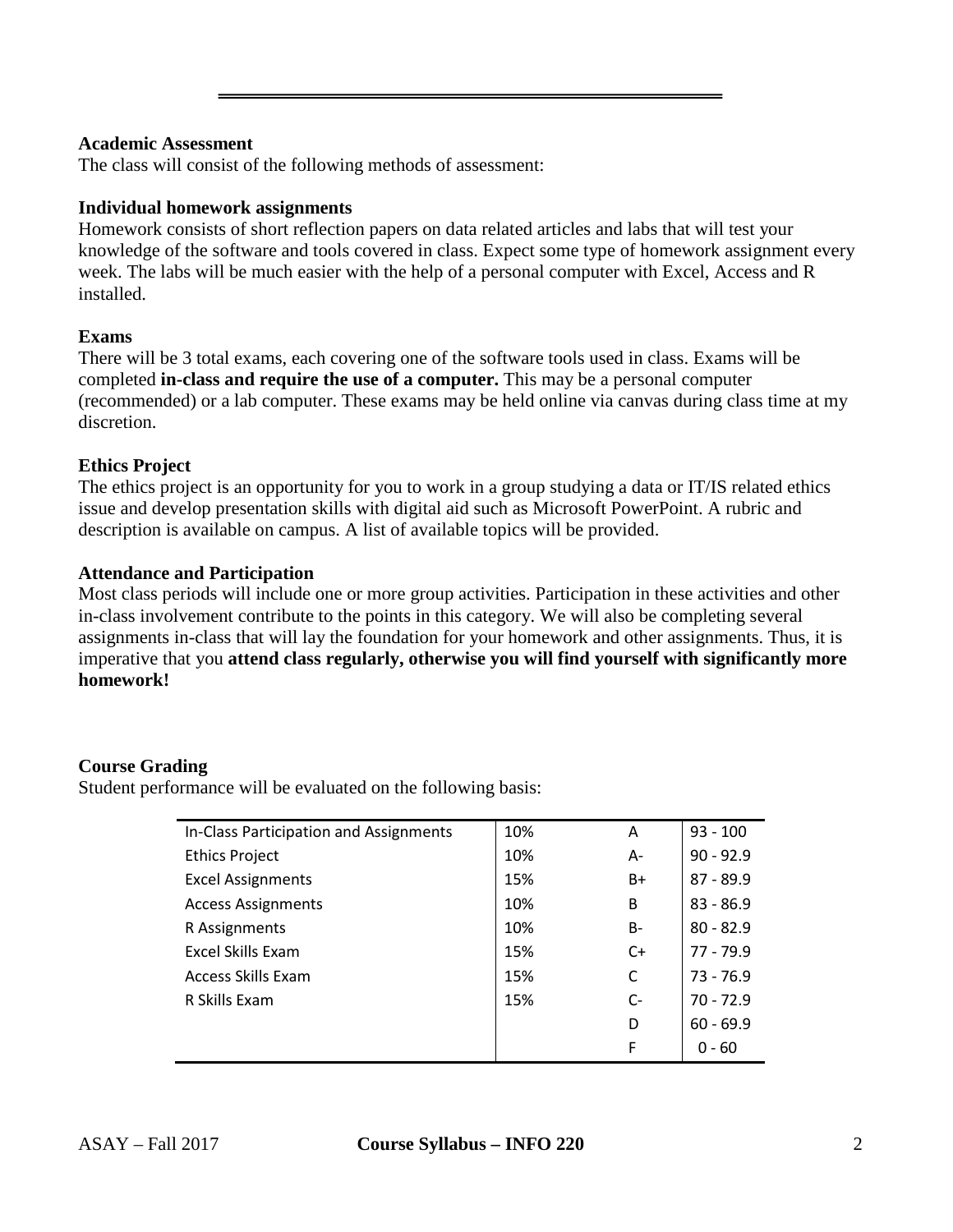**Academic Assessment**
The class will consist of the following methods of assessment:

**Individual homework assignments**
Homework consists of short reflection papers on data related articles and labs that will test your knowledge of the software and tools covered in class. Expect some type of homework assignment every week. The labs will be much easier with the help of a personal computer with Excel, Access and R installed.

**Exams**
There will be 3 total exams, each covering one of the software tools used in class. Exams will be completed **in-class and require the use of a computer.** This may be a personal computer (recommended) or a lab computer. These exams may be held online via canvas during class time at my discretion.

**Ethics Project**
The ethics project is an opportunity for you to work in a group studying a data or IT/IS related ethics issue and develop presentation skills with digital aid such as Microsoft PowerPoint. A rubric and description is available on campus. A list of available topics will be provided.

**Attendance and Participation**
Most class periods will include one or more group activities. Participation in these activities and other in-class involvement contribute to the points in this category. We will also be completing several assignments in-class that will lay the foundation for your homework and other assignments. Thus, it is imperative that you **attend class regularly, otherwise you will find yourself with significantly more homework!**

**Course Grading**
Student performance will be evaluated on the following basis:

| | | | |
|---|---|---|---|
| In-Class Participation and Assignments | 10% | A | 93 - 100 |
| Ethics Project | 10% | A- | 90 - 92.9 |
| Excel Assignments | 15% | B+ | 87 - 89.9 |
| Access Assignments | 10% | B | 83 - 86.9 |
| R Assignments | 10% | B- | 80 - 82.9 |
| Excel Skills Exam | 15% | C+ | 77 - 79.9 |
| Access Skills Exam | 15% | C | 73 - 76.9 |
| R Skills Exam | 15% | C- | 70 - 72.9 |
| | | D | 60 - 69.9 |
| | | F | 0 - 60 |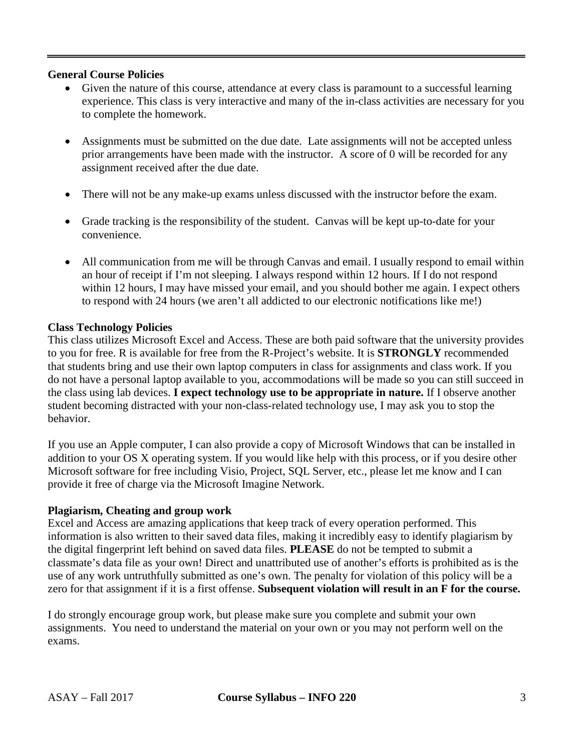**General Course Policies**

- Given the nature of this course, attendance at every class is paramount to a successful learning experience. This class is very interactive and many of the in-class activities are necessary for you to complete the homework.
- Assignments must be submitted on the due date. Late assignments will not be accepted unless prior arrangements have been made with the instructor. A score of 0 will be recorded for any assignment received after the due date.
- There will not be any make-up exams unless discussed with the instructor before the exam.
- Grade tracking is the responsibility of the student. Canvas will be kept up-to-date for your convenience.
- All communication from me will be through Canvas and email. I usually respond to email within an hour of receipt if I'm not sleeping. I always respond within 12 hours. If I do not respond within 12 hours, I may have missed your email, and you should bother me again. I expect others to respond with 24 hours (we aren't all addicted to our electronic notifications like me!)

**Class Technology Policies**

This class utilizes Microsoft Excel and Access. These are both paid software that the university provides to you for free. R is available for free from the R-Project's website. It is **STRONGLY** recommended that students bring and use their own laptop computers in class for assignments and class work. If you do not have a personal laptop available to you, accommodations will be made so you can still succeed in the class using lab devices. **I expect technology use to be appropriate in nature.** If I observe another student becoming distracted with your non-class-related technology use, I may ask you to stop the behavior.

If you use an Apple computer, I can also provide a copy of Microsoft Windows that can be installed in addition to your OS X operating system. If you would like help with this process, or if you desire other Microsoft software for free including Visio, Project, SQL Server, etc., please let me know and I can provide it free of charge via the Microsoft Imagine Network.

**Plagiarism, Cheating and group work**

Excel and Access are amazing applications that keep track of every operation performed. This information is also written to their saved data files, making it incredibly easy to identify plagiarism by the digital fingerprint left behind on saved data files. **PLEASE** do not be tempted to submit a classmate's data file as your own! Direct and unattributed use of another's efforts is prohibited as is the use of any work untruthfully submitted as one's own. The penalty for violation of this policy will be a zero for that assignment if it is a first offense. **Subsequent violation will result in an F for the course.**

I do strongly encourage group work, but please make sure you complete and submit your own assignments. You need to understand the material on your own or you may not perform well on the exams.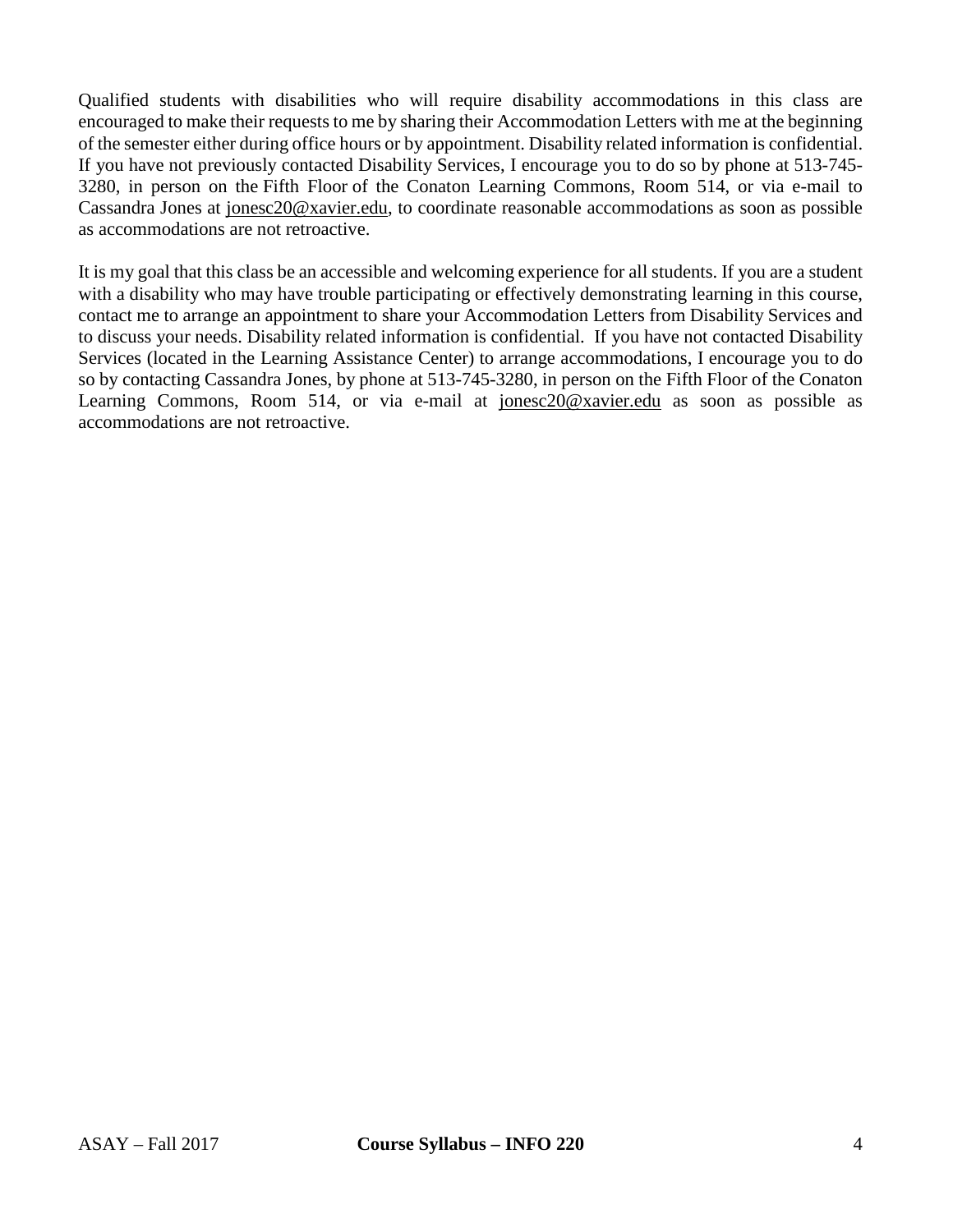Qualified students with disabilities who will require disability accommodations in this class are encouraged to make their requests to me by sharing their Accommodation Letters with me at the beginning of the semester either during office hours or by appointment. Disability related information is confidential. If you have not previously contacted Disability Services, I encourage you to do so by phone at 513-745-3280, in person on the Fifth Floor of the Conaton Learning Commons, Room 514, or via e-mail to Cassandra Jones at jonesc20@xavier.edu, to coordinate reasonable accommodations as soon as possible as accommodations are not retroactive.

It is my goal that this class be an accessible and welcoming experience for all students. If you are a student with a disability who may have trouble participating or effectively demonstrating learning in this course, contact me to arrange an appointment to share your Accommodation Letters from Disability Services and to discuss your needs. Disability related information is confidential. If you have not contacted Disability Services (located in the Learning Assistance Center) to arrange accommodations, I encourage you to do so by contacting Cassandra Jones, by phone at 513-745-3280, in person on the Fifth Floor of the Conaton Learning Commons, Room 514, or via e-mail at jonesc20@xavier.edu as soon as possible as accommodations are not retroactive.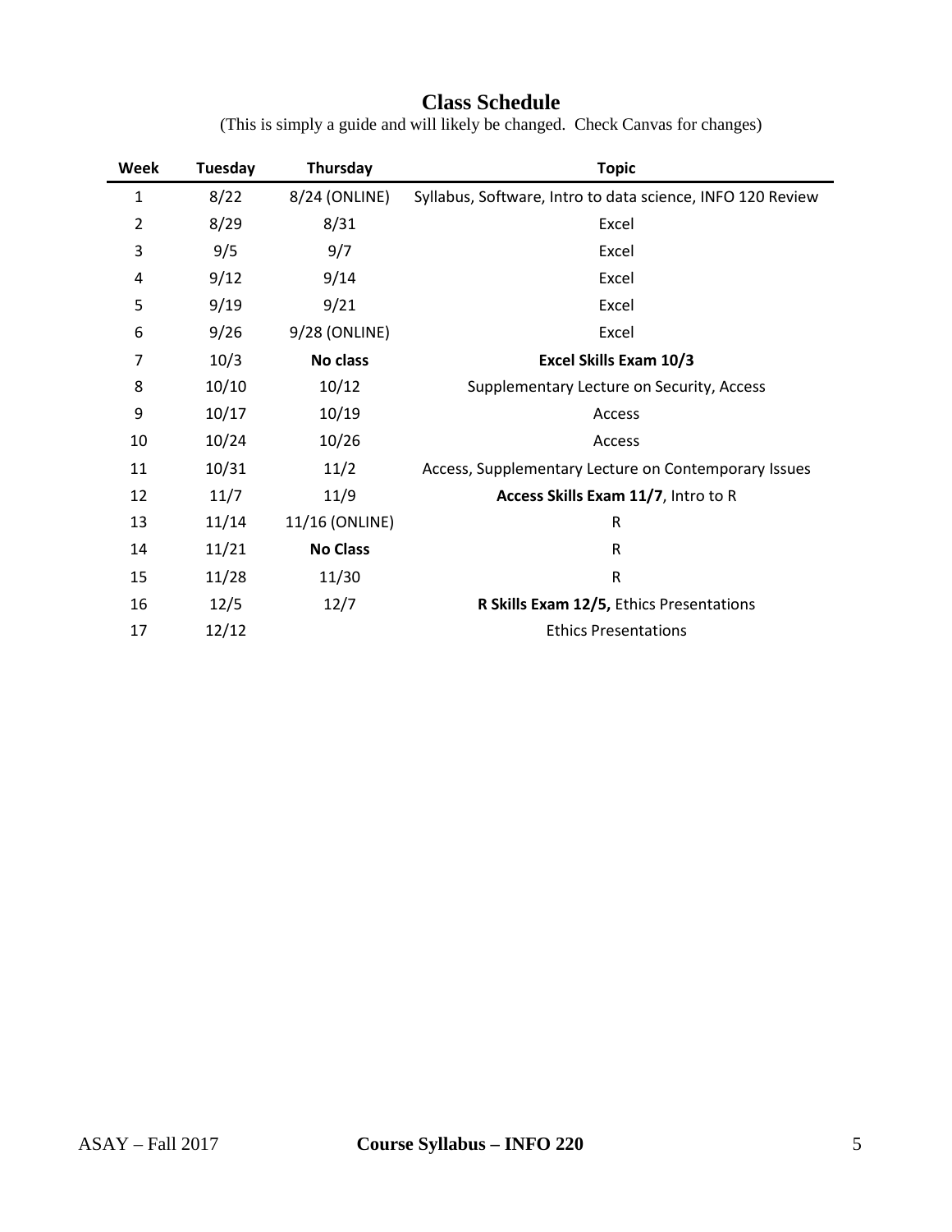# Class Schedule

(This is simply a guide and will likely be changed. Check Canvas for changes)

| Week | Tuesday | Thursday | Topic |
|---|---|---|---|
| 1 | 8/22 | 8/24 (ONLINE) | Syllabus, Software, Intro to data science, INFO 120 Review |
| 2 | 8/29 | 8/31 | Excel |
| 3 | 9/5 | 9/7 | Excel |
| 4 | 9/12 | 9/14 | Excel |
| 5 | 9/19 | 9/21 | Excel |
| 6 | 9/26 | 9/28 (ONLINE) | Excel |
| 7 | 10/3 | **No class** | **Excel Skills Exam 10/3** |
| 8 | 10/10 | 10/12 | Supplementary Lecture on Security, Access |
| 9 | 10/17 | 10/19 | Access |
| 10 | 10/24 | 10/26 | Access |
| 11 | 10/31 | 11/2 | Access, Supplementary Lecture on Contemporary Issues |
| 12 | 11/7 | 11/9 | **Access Skills Exam 11/7**, Intro to R |
| 13 | 11/14 | 11/16 (ONLINE) | R |
| 14 | 11/21 | **No Class** | R |
| 15 | 11/28 | 11/30 | R |
| 16 | 12/5 | 12/7 | **R Skills Exam 12/5,** Ethics Presentations |
| 17 | 12/12 | | Ethics Presentations |